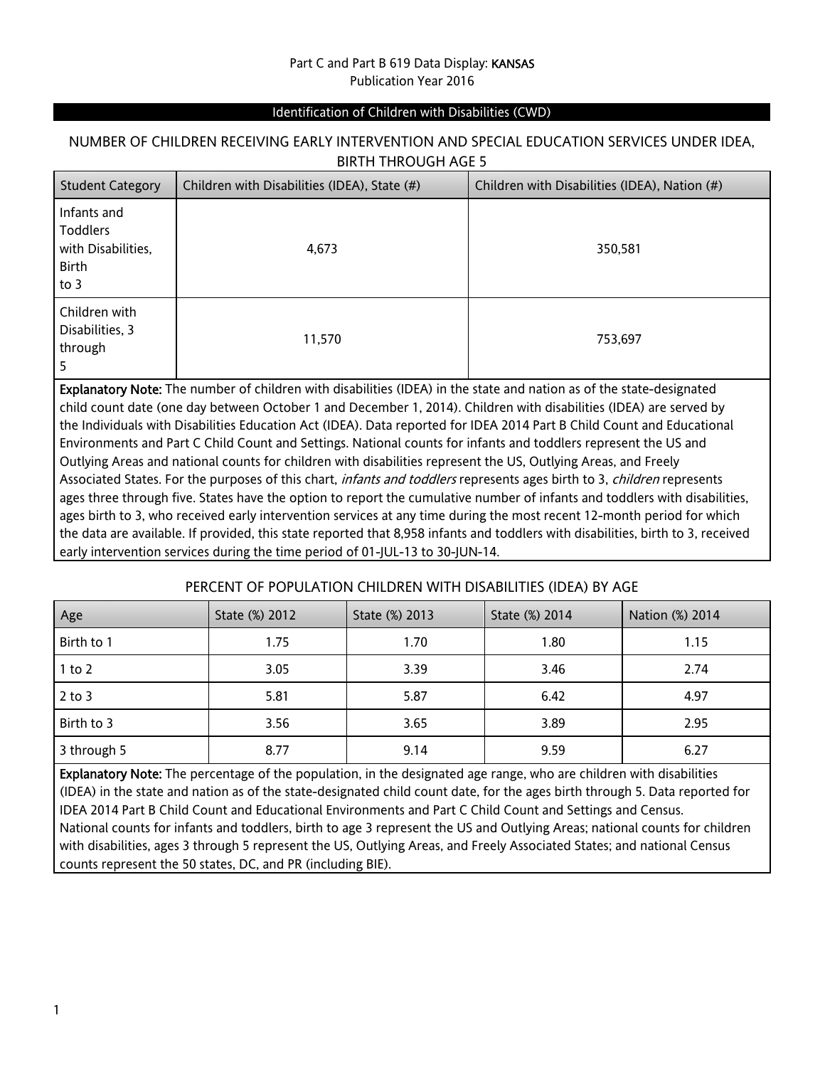Part C and Part B 619 Data Display: KANSAS
Publication Year 2016

## Identification of Children with Disabilities (CWD)

### NUMBER OF CHILDREN RECEIVING EARLY INTERVENTION AND SPECIAL EDUCATION SERVICES UNDER IDEA, BIRTH THROUGH AGE 5

| Student Category | Children with Disabilities (IDEA), State (#) | Children with Disabilities (IDEA), Nation (#) |
|---|---|---|
| Infants and Toddlers with Disabilities, Birth to 3 | 4,673 | 350,581 |
| Children with Disabilities, 3 through 5 | 11,570 | 753,697 |

**Explanatory Note:** The number of children with disabilities (IDEA) in the state and nation as of the state-designated child count date (one day between October 1 and December 1, 2014). Children with disabilities (IDEA) are served by the Individuals with Disabilities Education Act (IDEA). Data reported for IDEA 2014 Part B Child Count and Educational Environments and Part C Child Count and Settings. National counts for infants and toddlers represent the US and Outlying Areas and national counts for children with disabilities represent the US, Outlying Areas, and Freely Associated States. For the purposes of this chart, *infants and toddlers* represents ages birth to 3, *children* represents ages three through five. States have the option to report the cumulative number of infants and toddlers with disabilities, ages birth to 3, who received early intervention services at any time during the most recent 12-month period for which the data are available. If provided, this state reported that 8,958 infants and toddlers with disabilities, birth to 3, received early intervention services during the time period of 01-JUL-13 to 30-JUN-14.

### PERCENT OF POPULATION CHILDREN WITH DISABILITIES (IDEA) BY AGE

| Age | State (%) 2012 | State (%) 2013 | State (%) 2014 | Nation (%) 2014 |
|---|---|---|---|---|
| Birth to 1 | 1.75 | 1.70 | 1.80 | 1.15 |
| 1 to 2 | 3.05 | 3.39 | 3.46 | 2.74 |
| 2 to 3 | 5.81 | 5.87 | 6.42 | 4.97 |
| Birth to 3 | 3.56 | 3.65 | 3.89 | 2.95 |
| 3 through 5 | 8.77 | 9.14 | 9.59 | 6.27 |

**Explanatory Note:** The percentage of the population, in the designated age range, who are children with disabilities (IDEA) in the state and nation as of the state-designated child count date, for the ages birth through 5. Data reported for IDEA 2014 Part B Child Count and Educational Environments and Part C Child Count and Settings and Census. National counts for infants and toddlers, birth to age 3 represent the US and Outlying Areas; national counts for children with disabilities, ages 3 through 5 represent the US, Outlying Areas, and Freely Associated States; and national Census counts represent the 50 states, DC, and PR (including BIE).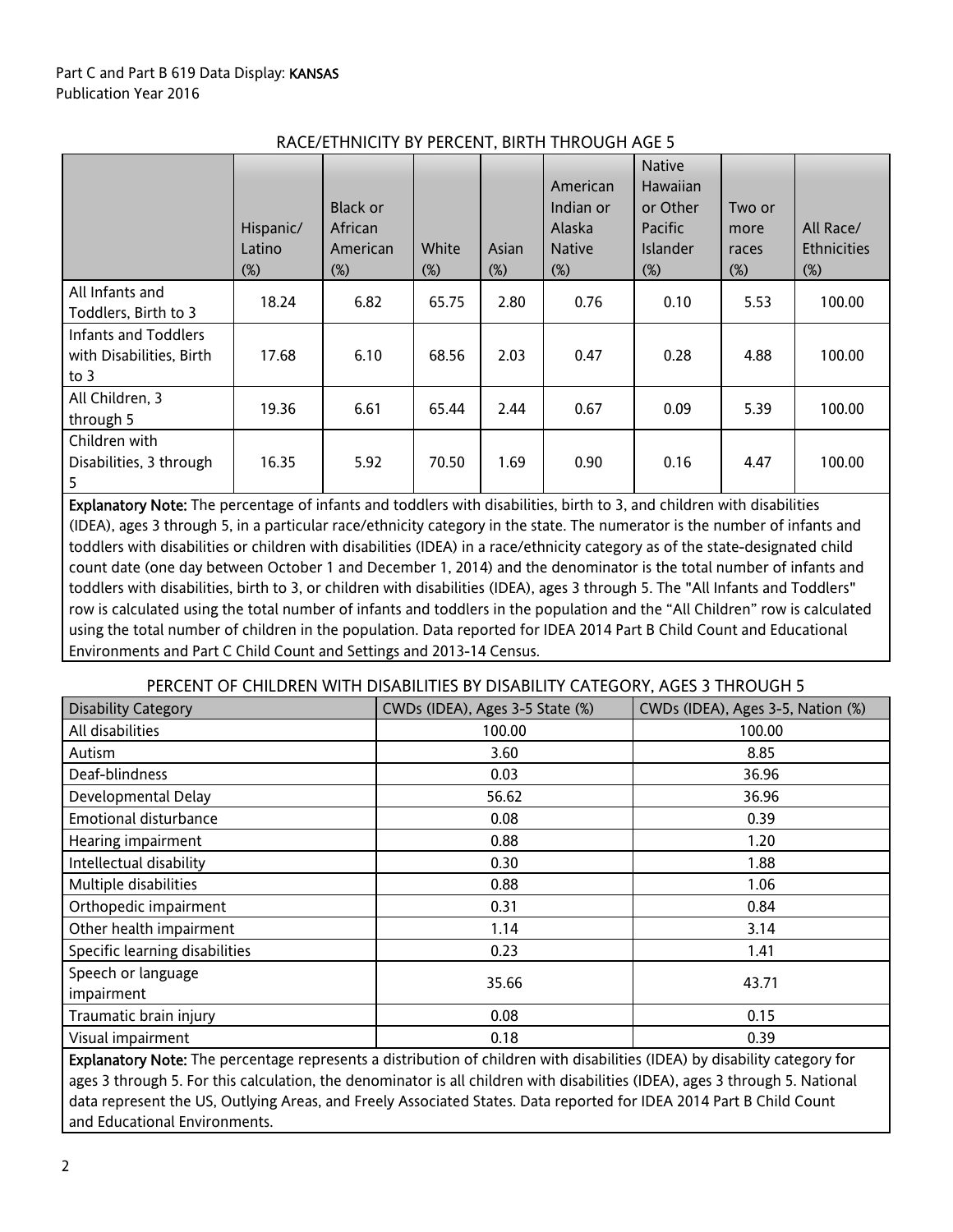Part C and Part B 619 Data Display: **KANSAS**
Publication Year 2016

## RACE/ETHNICITY BY PERCENT, BIRTH THROUGH AGE 5

| | Hispanic/ Latino (%) | Black or African American (%) | White (%) | Asian (%) | American Indian or Alaska Native (%) | Native Hawaiian or Other Pacific Islander (%) | Two or more races (%) | All Race/ Ethnicities (%) |
|---|---|---|---|---|---|---|---|---|
| All Infants and Toddlers, Birth to 3 | 18.24 | 6.82 | 65.75 | 2.80 | 0.76 | 0.10 | 5.53 | 100.00 |
| Infants and Toddlers with Disabilities, Birth to 3 | 17.68 | 6.10 | 68.56 | 2.03 | 0.47 | 0.28 | 4.88 | 100.00 |
| All Children, 3 through 5 | 19.36 | 6.61 | 65.44 | 2.44 | 0.67 | 0.09 | 5.39 | 100.00 |
| Children with Disabilities, 3 through 5 | 16.35 | 5.92 | 70.50 | 1.69 | 0.90 | 0.16 | 4.47 | 100.00 |

**Explanatory Note:** The percentage of infants and toddlers with disabilities, birth to 3, and children with disabilities (IDEA), ages 3 through 5, in a particular race/ethnicity category in the state. The numerator is the number of infants and toddlers with disabilities or children with disabilities (IDEA) in a race/ethnicity category as of the state-designated child count date (one day between October 1 and December 1, 2014) and the denominator is the total number of infants and toddlers with disabilities, birth to 3, or children with disabilities (IDEA), ages 3 through 5. The "All Infants and Toddlers" row is calculated using the total number of infants and toddlers in the population and the "All Children" row is calculated using the total number of children in the population. Data reported for IDEA 2014 Part B Child Count and Educational Environments and Part C Child Count and Settings and 2013-14 Census.

## PERCENT OF CHILDREN WITH DISABILITIES BY DISABILITY CATEGORY, AGES 3 THROUGH 5

| Disability Category | CWDs (IDEA), Ages 3-5 State (%) | CWDs (IDEA), Ages 3-5, Nation (%) |
|---|---|---|
| All disabilities | 100.00 | 100.00 |
| Autism | 3.60 | 8.85 |
| Deaf-blindness | 0.03 | 36.96 |
| Developmental Delay | 56.62 | 36.96 |
| Emotional disturbance | 0.08 | 0.39 |
| Hearing impairment | 0.88 | 1.20 |
| Intellectual disability | 0.30 | 1.88 |
| Multiple disabilities | 0.88 | 1.06 |
| Orthopedic impairment | 0.31 | 0.84 |
| Other health impairment | 1.14 | 3.14 |
| Specific learning disabilities | 0.23 | 1.41 |
| Speech or language impairment | 35.66 | 43.71 |
| Traumatic brain injury | 0.08 | 0.15 |
| Visual impairment | 0.18 | 0.39 |

**Explanatory Note:** The percentage represents a distribution of children with disabilities (IDEA) by disability category for ages 3 through 5. For this calculation, the denominator is all children with disabilities (IDEA), ages 3 through 5. National data represent the US, Outlying Areas, and Freely Associated States. Data reported for IDEA 2014 Part B Child Count and Educational Environments.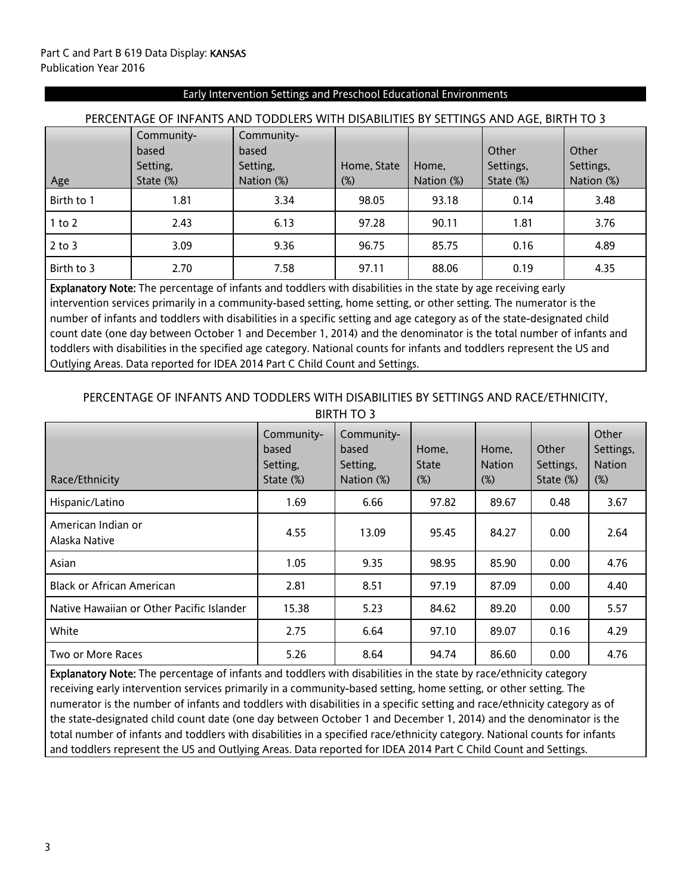## Early Intervention Settings and Preschool Educational Environments

### PERCENTAGE OF INFANTS AND TODDLERS WITH DISABILITIES BY SETTINGS AND AGE, BIRTH TO 3

| Age | Community-based Setting, State (%) | Community-based Setting, Nation (%) | Home, State (%) | Home, Nation (%) | Other Settings, State (%) | Other Settings, Nation (%) |
|---|---|---|---|---|---|---|
| Birth to 1 | 1.81 | 3.34 | 98.05 | 93.18 | 0.14 | 3.48 |
| 1 to 2 | 2.43 | 6.13 | 97.28 | 90.11 | 1.81 | 3.76 |
| 2 to 3 | 3.09 | 9.36 | 96.75 | 85.75 | 0.16 | 4.89 |
| Birth to 3 | 2.70 | 7.58 | 97.11 | 88.06 | 0.19 | 4.35 |

**Explanatory Note:** The percentage of infants and toddlers with disabilities in the state by age receiving early intervention services primarily in a community-based setting, home setting, or other setting. The numerator is the number of infants and toddlers with disabilities in a specific setting and age category as of the state-designated child count date (one day between October 1 and December 1, 2014) and the denominator is the total number of infants and toddlers with disabilities in the specified age category. National counts for infants and toddlers represent the US and Outlying Areas. Data reported for IDEA 2014 Part C Child Count and Settings.

### PERCENTAGE OF INFANTS AND TODDLERS WITH DISABILITIES BY SETTINGS AND RACE/ETHNICITY, BIRTH TO 3

| Race/Ethnicity | Community-based Setting, State (%) | Community-based Setting, Nation (%) | Home, State (%) | Home, Nation (%) | Other Settings, State (%) | Other Settings, Nation (%) |
|---|---|---|---|---|---|---|
| Hispanic/Latino | 1.69 | 6.66 | 97.82 | 89.67 | 0.48 | 3.67 |
| American Indian or Alaska Native | 4.55 | 13.09 | 95.45 | 84.27 | 0.00 | 2.64 |
| Asian | 1.05 | 9.35 | 98.95 | 85.90 | 0.00 | 4.76 |
| Black or African American | 2.81 | 8.51 | 97.19 | 87.09 | 0.00 | 4.40 |
| Native Hawaiian or Other Pacific Islander | 15.38 | 5.23 | 84.62 | 89.20 | 0.00 | 5.57 |
| White | 2.75 | 6.64 | 97.10 | 89.07 | 0.16 | 4.29 |
| Two or More Races | 5.26 | 8.64 | 94.74 | 86.60 | 0.00 | 4.76 |

**Explanatory Note:** The percentage of infants and toddlers with disabilities in the state by race/ethnicity category receiving early intervention services primarily in a community-based setting, home setting, or other setting. The numerator is the number of infants and toddlers with disabilities in a specific setting and race/ethnicity category as of the state-designated child count date (one day between October 1 and December 1, 2014) and the denominator is the total number of infants and toddlers with disabilities in a specified race/ethnicity category. National counts for infants and toddlers represent the US and Outlying Areas. Data reported for IDEA 2014 Part C Child Count and Settings.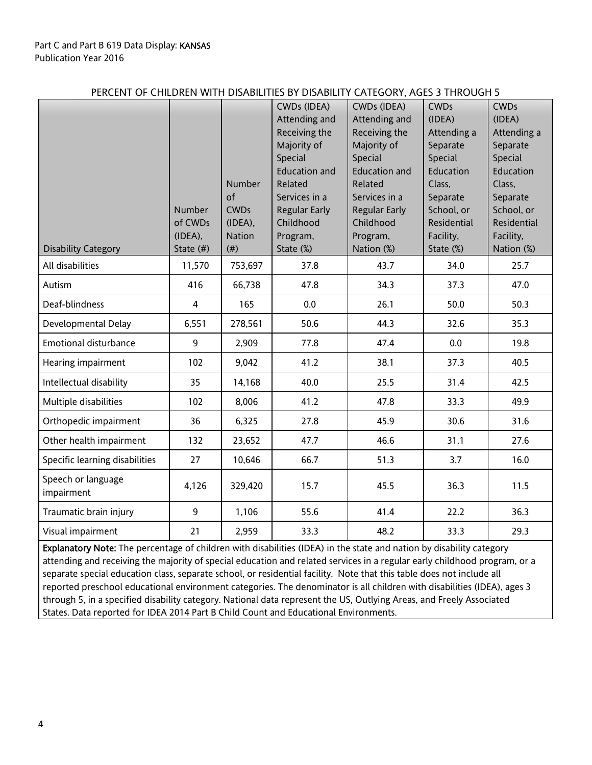Part C and Part B 619 Data Display: KANSAS
Publication Year 2016

PERCENT OF CHILDREN WITH DISABILITIES BY DISABILITY CATEGORY, AGES 3 THROUGH 5

| Disability Category | Number of CWDs (IDEA), State (#) | Number of CWDs (IDEA), Nation (#) | CWDs (IDEA) Attending and Receiving the Majority of Special Education and Related Services in a Regular Early Childhood Program, State (%) | CWDs (IDEA) Attending and Receiving the Majority of Special Education and Related Services in a Regular Early Childhood Program, Nation (%) | CWDs (IDEA) Attending a Separate Special Education Class, Separate School, or Residential Facility, State (%) | CWDs (IDEA) Attending a Separate Special Education Class, Separate School, or Residential Facility, Nation (%) |
|---|---|---|---|---|---|---|
| All disabilities | 11,570 | 753,697 | 37.8 | 43.7 | 34.0 | 25.7 |
| Autism | 416 | 66,738 | 47.8 | 34.3 | 37.3 | 47.0 |
| Deaf-blindness | 4 | 165 | 0.0 | 26.1 | 50.0 | 50.3 |
| Developmental Delay | 6,551 | 278,561 | 50.6 | 44.3 | 32.6 | 35.3 |
| Emotional disturbance | 9 | 2,909 | 77.8 | 47.4 | 0.0 | 19.8 |
| Hearing impairment | 102 | 9,042 | 41.2 | 38.1 | 37.3 | 40.5 |
| Intellectual disability | 35 | 14,168 | 40.0 | 25.5 | 31.4 | 42.5 |
| Multiple disabilities | 102 | 8,006 | 41.2 | 47.8 | 33.3 | 49.9 |
| Orthopedic impairment | 36 | 6,325 | 27.8 | 45.9 | 30.6 | 31.6 |
| Other health impairment | 132 | 23,652 | 47.7 | 46.6 | 31.1 | 27.6 |
| Specific learning disabilities | 27 | 10,646 | 66.7 | 51.3 | 3.7 | 16.0 |
| Speech or language impairment | 4,126 | 329,420 | 15.7 | 45.5 | 36.3 | 11.5 |
| Traumatic brain injury | 9 | 1,106 | 55.6 | 41.4 | 22.2 | 36.3 |
| Visual impairment | 21 | 2,959 | 33.3 | 48.2 | 33.3 | 29.3 |

**Explanatory Note:** The percentage of children with disabilities (IDEA) in the state and nation by disability category attending and receiving the majority of special education and related services in a regular early childhood program, or a separate special education class, separate school, or residential facility. Note that this table does not include all reported preschool educational environment categories. The denominator is all children with disabilities (IDEA), ages 3 through 5, in a specified disability category. National data represent the US, Outlying Areas, and Freely Associated States. Data reported for IDEA 2014 Part B Child Count and Educational Environments.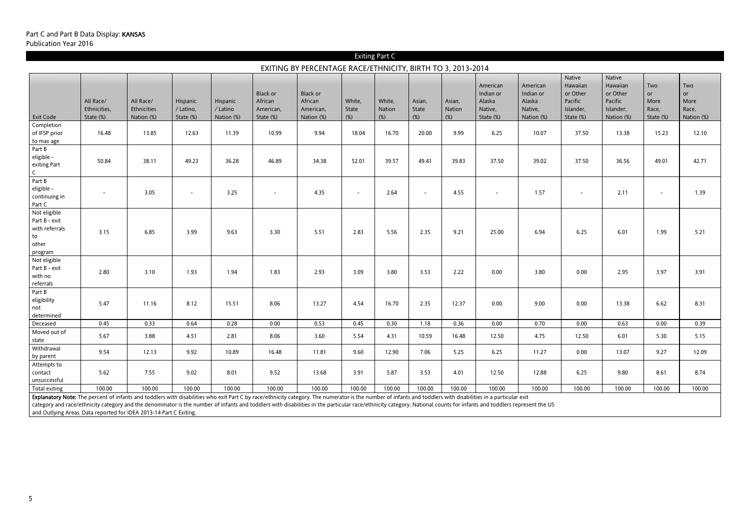Part C and Part B Data Display: **KANSAS**
Publication Year 2016

## Exiting Part C

### EXITING BY PERCENTAGE RACE/ETHNICITY, BIRTH TO 3, 2013-2014

| Exit Code | All Race/ Ethnicities, State (%) | All Race/ Ethnicities Nation (%) | Hispanic / Latino, State (%) | Hispanic / Latino Nation (%) | Black or African American, State (%) | Black or African American, Nation (%) | White, State (%) | White, Nation (%) | Asian, State (%) | Asian, Nation (%) | American Indian or Alaska Native, State (%) | American Indian or Alaska Native, Nation (%) | Native Hawaiian or Other Pacific Islander, State (%) | Native Hawaiian or Other Pacific Islander, Nation (%) | Two or More Race, State (%) | Two or More Race, Nation (%) |
|---|---|---|---|---|---|---|---|---|---|---|---|---|---|---|---|---|
| Completion of IFSP prior to max age | 16.48 | 13.85 | 12.63 | 11.39 | 10.99 | 9.94 | 18.04 | 16.70 | 20.00 | 9.99 | 6.25 | 10.07 | 37.50 | 13.38 | 15.23 | 12.10 |
| Part B eligible - exiting Part C | 50.84 | 38.11 | 49.23 | 36.28 | 46.89 | 34.38 | 52.01 | 39.57 | 49.41 | 39.83 | 37.50 | 39.02 | 37.50 | 36.56 | 49.01 | 42.71 |
| Part B eligible - continuing in Part C | - | 3.05 | - | 3.25 | - | 4.35 | - | 2.64 | - | 4.55 | - | 1.57 | - | 2.11 | - | 1.39 |
| Not eligible Part B - exit with referrals to other program | 3.15 | 6.85 | 3.99 | 9.63 | 3.30 | 5.51 | 2.83 | 5.56 | 2.35 | 9.21 | 25.00 | 6.94 | 6.25 | 6.01 | 1.99 | 5.21 |
| Not eligible Part B - exit with no referrals | 2.80 | 3.10 | 1.93 | 1.94 | 1.83 | 2.93 | 3.09 | 3.80 | 3.53 | 2.22 | 0.00 | 3.80 | 0.00 | 2.95 | 3.97 | 3.91 |
| Part B eligibility not determined | 5.47 | 11.16 | 8.12 | 15.51 | 8.06 | 13.27 | 4.54 | 16.70 | 2.35 | 12.37 | 0.00 | 9.00 | 0.00 | 13.38 | 6.62 | 8.31 |
| Deceased | 0.45 | 0.33 | 0.64 | 0.28 | 0.00 | 0.53 | 0.45 | 0.30 | 1.18 | 0.36 | 0.00 | 0.70 | 0.00 | 0.63 | 0.00 | 0.39 |
| Moved out of state | 5.67 | 3.88 | 4.51 | 2.81 | 8.06 | 3.60 | 5.54 | 4.31 | 10.59 | 16.48 | 12.50 | 4.75 | 12.50 | 6.01 | 5.30 | 5.15 |
| Withdrawal by parent | 9.54 | 12.13 | 9.92 | 10.89 | 16.48 | 11.81 | 9.60 | 12.90 | 7.06 | 5.25 | 6.25 | 11.27 | 0.00 | 13.07 | 9.27 | 12.09 |
| Attempts to contact unsuccessful | 5.62 | 7.55 | 9.02 | 8.01 | 9.52 | 13.68 | 3.91 | 5.87 | 3.53 | 4.01 | 12.50 | 12.88 | 6.25 | 9.80 | 8.61 | 8.74 |
| Total exiting | 100.00 | 100.00 | 100.00 | 100.00 | 100.00 | 100.00 | 100.00 | 100.00 | 100.00 | 100.00 | 100.00 | 100.00 | 100.00 | 100.00 | 100.00 | 100.00 |

**Explanatory Note:** The percent of infants and toddlers with disabilities who exit Part C by race/ethnicity category. The numerator is the number of infants and toddlers with disabilities in a particular exit category and race/ethnicity category and the denominator is the number of infants and toddlers with disabilities in the particular race/ethnicity category. National counts for infants and toddlers represent the US and Outlying Areas. Data reported for IDEA 2013-14 Part C Exiting.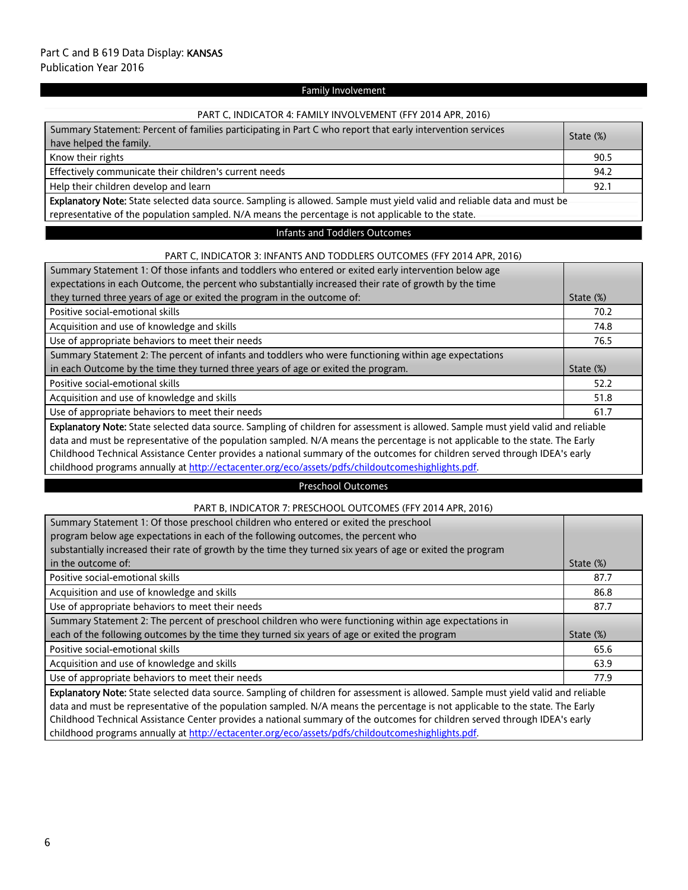Part C and B 619 Data Display: **KANSAS**
Publication Year 2016

## Family Involvement

### PART C, INDICATOR 4: FAMILY INVOLVEMENT (FFY 2014 APR, 2016)

| Summary Statement: Percent of families participating in Part C who report that early intervention services have helped the family. | State (%) |
|---|---|
| Know their rights | 90.5 |
| Effectively communicate their children's current needs | 94.2 |
| Help their children develop and learn | 92.1 |

**Explanatory Note:** State selected data source. Sampling is allowed. Sample must yield valid and reliable data and must be representative of the population sampled. N/A means the percentage is not applicable to the state.

## Infants and Toddlers Outcomes

### PART C, INDICATOR 3: INFANTS AND TODDLERS OUTCOMES (FFY 2014 APR, 2016)

| Summary Statement 1: Of those infants and toddlers who entered or exited early intervention below age expectations in each Outcome, the percent who substantially increased their rate of growth by the time they turned three years of age or exited the program in the outcome of: | State (%) |
|---|---|
| Positive social-emotional skills | 70.2 |
| Acquisition and use of knowledge and skills | 74.8 |
| Use of appropriate behaviors to meet their needs | 76.5 |
| **Summary Statement 2: The percent of infants and toddlers who were functioning within age expectations in each Outcome by the time they turned three years of age or exited the program.** | **State (%)** |
| Positive social-emotional skills | 52.2 |
| Acquisition and use of knowledge and skills | 51.8 |
| Use of appropriate behaviors to meet their needs | 61.7 |

**Explanatory Note:** State selected data source. Sampling of children for assessment is allowed. Sample must yield valid and reliable data and must be representative of the population sampled. N/A means the percentage is not applicable to the state. The Early Childhood Technical Assistance Center provides a national summary of the outcomes for children served through IDEA's early childhood programs annually at http://ectacenter.org/eco/assets/pdfs/childoutcomeshighlights.pdf.

## Preschool Outcomes

### PART B, INDICATOR 7: PRESCHOOL OUTCOMES (FFY 2014 APR, 2016)

| Summary Statement 1: Of those preschool children who entered or exited the preschool program below age expectations in each of the following outcomes, the percent who substantially increased their rate of growth by the time they turned six years of age or exited the program in the outcome of: | State (%) |
|---|---|
| Positive social-emotional skills | 87.7 |
| Acquisition and use of knowledge and skills | 86.8 |
| Use of appropriate behaviors to meet their needs | 87.7 |
| **Summary Statement 2: The percent of preschool children who were functioning within age expectations in each of the following outcomes by the time they turned six years of age or exited the program** | **State (%)** |
| Positive social-emotional skills | 65.6 |
| Acquisition and use of knowledge and skills | 63.9 |
| Use of appropriate behaviors to meet their needs | 77.9 |

**Explanatory Note:** State selected data source. Sampling of children for assessment is allowed. Sample must yield valid and reliable data and must be representative of the population sampled. N/A means the percentage is not applicable to the state. The Early Childhood Technical Assistance Center provides a national summary of the outcomes for children served through IDEA's early childhood programs annually at http://ectacenter.org/eco/assets/pdfs/childoutcomeshighlights.pdf.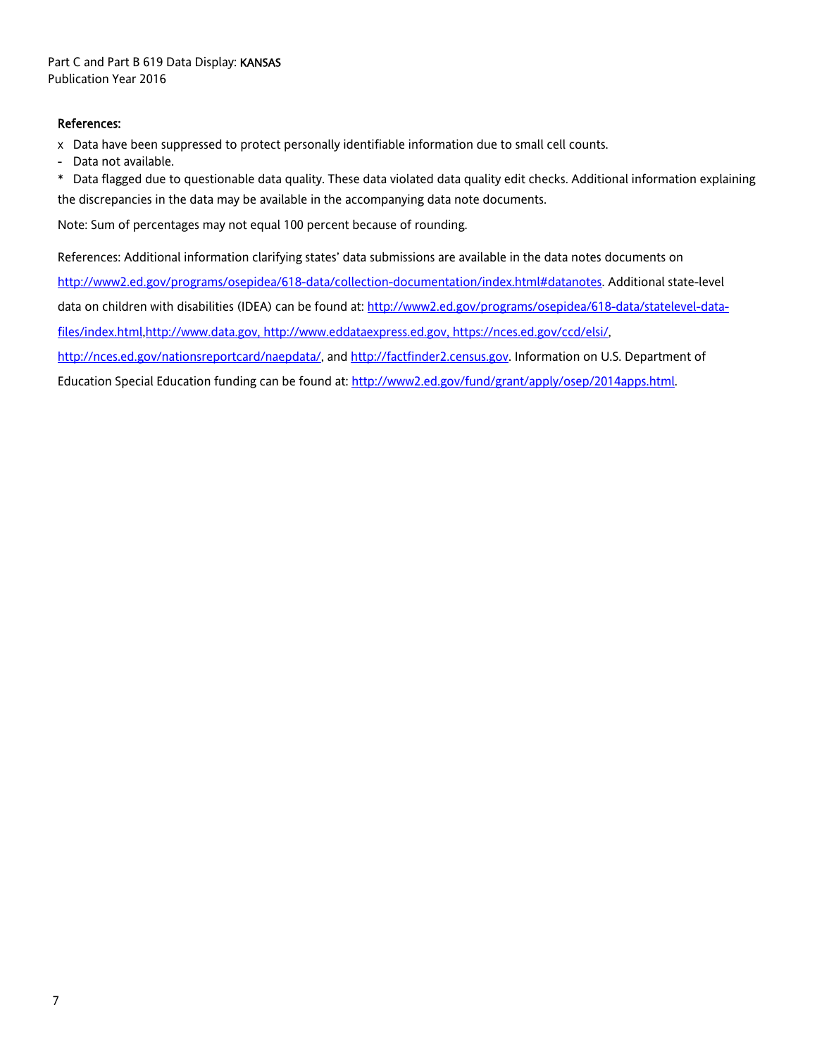**References:**

x Data have been suppressed to protect personally identifiable information due to small cell counts.

- Data not available.

* Data flagged due to questionable data quality. These data violated data quality edit checks. Additional information explaining the discrepancies in the data may be available in the accompanying data note documents.

Note: Sum of percentages may not equal 100 percent because of rounding.

References: Additional information clarifying states' data submissions are available in the data notes documents on http://www2.ed.gov/programs/osepidea/618-data/collection-documentation/index.html#datanotes. Additional state-level data on children with disabilities (IDEA) can be found at: http://www2.ed.gov/programs/osepidea/618-data/statelevel-data-files/index.html,http://www.data.gov, http://www.eddataexpress.ed.gov, https://nces.ed.gov/ccd/elsi/, http://nces.ed.gov/nationsreportcard/naepdata/, and http://factfinder2.census.gov. Information on U.S. Department of Education Special Education funding can be found at: http://www2.ed.gov/fund/grant/apply/osep/2014apps.html.